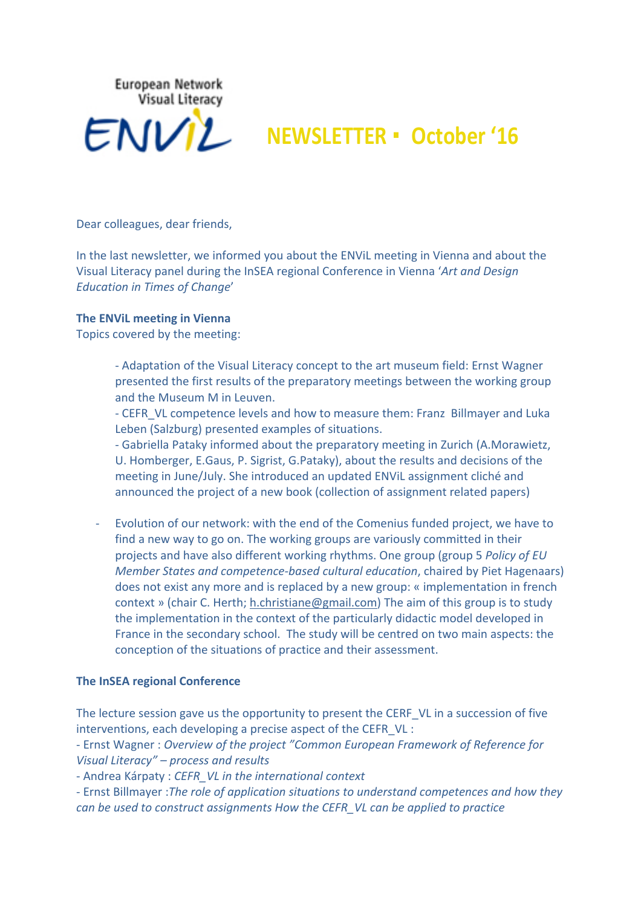European Network Visual Literacy

ENViL

# NEWSLETTER ▪ October '16

Dear colleagues, dear friends,

In the last newsletter, we informed you about the ENViL meeting in Vienna and about the Visual Literacy panel during the InSEA regional Conference in Vienna '*Art and Design Education in Times of Change*'

**The ENViL meeting in Vienna**

Topics covered by the meeting:

> - Adaptation of the Visual Literacy concept to the art museum field: Ernst Wagner presented the first results of the preparatory meetings between the working group and the Museum M in Leuven.
> - CEFR_VL competence levels and how to measure them: Franz Billmayer and Luka Leben (Salzburg) presented examples of situations.
> - Gabriella Pataky informed about the preparatory meeting in Zurich (A.Morawietz, U. Homberger, E.Gaus, P. Sigrist, G.Pataky), about the results and decisions of the meeting in June/July. She introduced an updated ENViL assignment cliché and announced the project of a new book (collection of assignment related papers)

- Evolution of our network: with the end of the Comenius funded project, we have to find a new way to go on. The working groups are variously committed in their projects and have also different working rhythms. One group (group 5 *Policy of EU Member States and competence-based cultural education*, chaired by Piet Hagenaars) does not exist any more and is replaced by a new group: « implementation in french context » (chair C. Herth; h.christiane@gmail.com) The aim of this group is to study the implementation in the context of the particularly didactic model developed in France in the secondary school. The study will be centred on two main aspects: the conception of the situations of practice and their assessment.

**The InSEA regional Conference**

The lecture session gave us the opportunity to present the CERF_VL in a succession of five interventions, each developing a precise aspect of the CEFR_VL :

- Ernst Wagner : *Overview of the project "Common European Framework of Reference for Visual Literacy" – process and results*
- Andrea Kárpaty : *CEFR_VL in the international context*
- Ernst Billmayer :*The role of application situations to understand competences and how they can be used to construct assignments How the CEFR_VL can be applied to practice*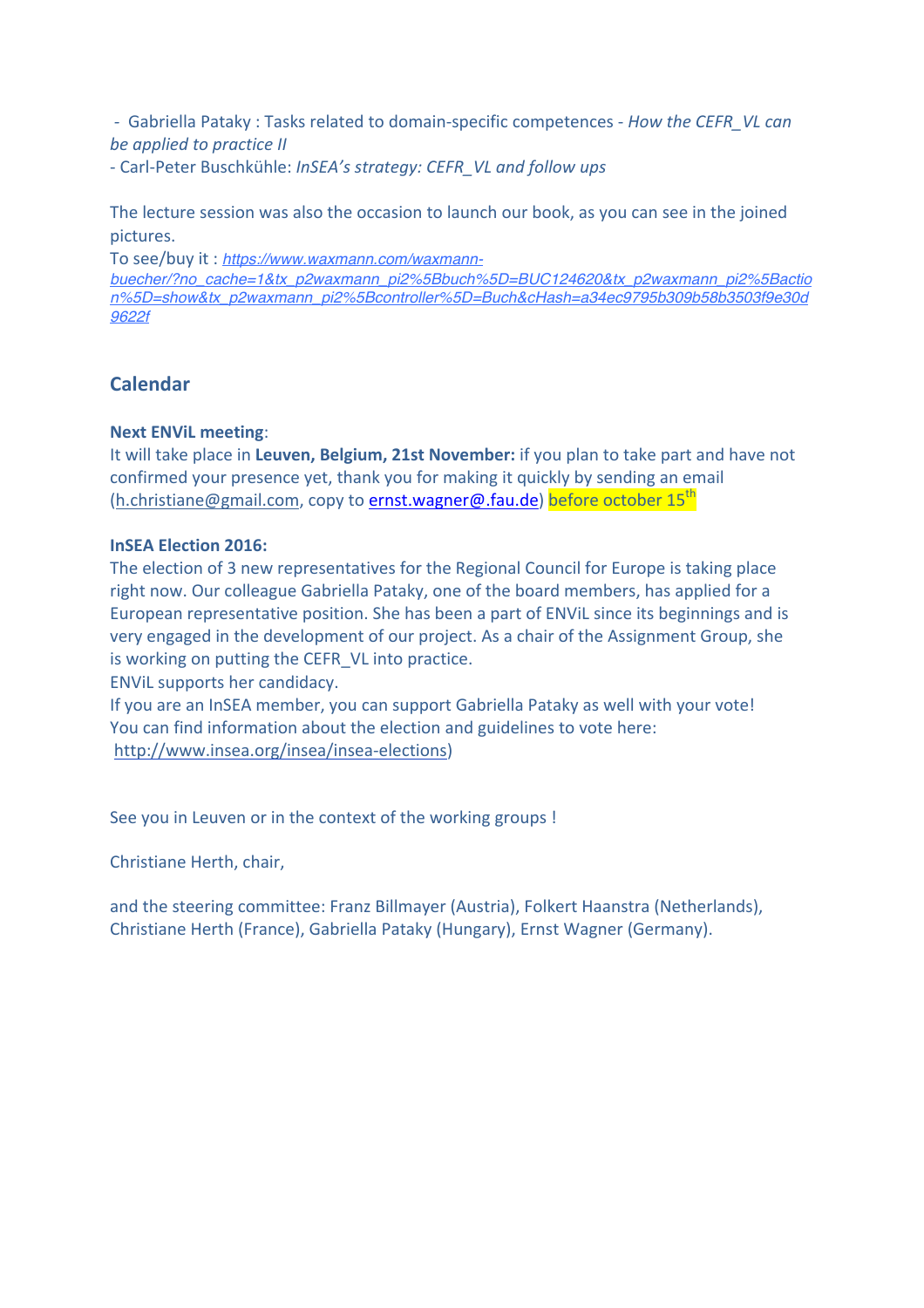- Gabriella Pataky : Tasks related to domain-specific competences - *How the CEFR_VL can be applied to practice II*
- Carl-Peter Buschkühle: *InSEA's strategy: CEFR_VL and follow ups*

The lecture session was also the occasion to launch our book, as you can see in the joined pictures.
To see/buy it : *https://www.waxmann.com/waxmann-buecher/?no_cache=1&tx_p2waxmann_pi2%5Bbuch%5D=BUC124620&tx_p2waxmann_pi2%5Baction%5D=show&tx_p2waxmann_pi2%5Bcontroller%5D=Buch&cHash=a34ec9795b309b58b3503f9e30d9622f*

## Calendar

**Next ENViL meeting**:
It will take place in **Leuven, Belgium, 21st November:** if you plan to take part and have not confirmed your presence yet, thank you for making it quickly by sending an email (h.christiane@gmail.com, copy to ernst.wagner@.fau.de) before october 15th

**InSEA Election 2016:**
The election of 3 new representatives for the Regional Council for Europe is taking place right now. Our colleague Gabriella Pataky, one of the board members, has applied for a European representative position. She has been a part of ENViL since its beginnings and is very engaged in the development of our project. As a chair of the Assignment Group, she is working on putting the CEFR_VL into practice.
ENViL supports her candidacy.
If you are an InSEA member, you can support Gabriella Pataky as well with your vote!
You can find information about the election and guidelines to vote here:
http://www.insea.org/insea/insea-elections)

See you in Leuven or in the context of the working groups !

Christiane Herth, chair,

and the steering committee: Franz Billmayer (Austria), Folkert Haanstra (Netherlands), Christiane Herth (France), Gabriella Pataky (Hungary), Ernst Wagner (Germany).